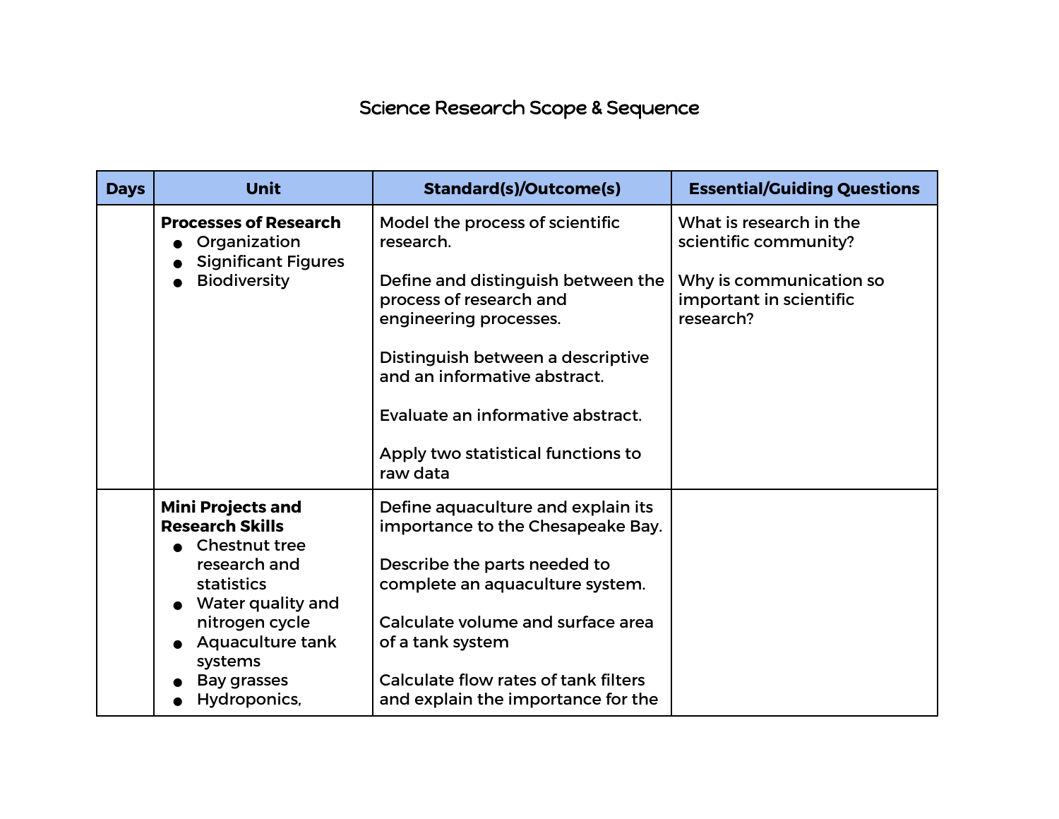# Science Research Scope & Sequence

| Days | Unit | Standard(s)/Outcome(s) | Essential/Guiding Questions |
|---|---|---|---|
| | **Processes of Research**<br>• Organization<br>• Significant Figures<br>• Biodiversity | Model the process of scientific research.<br><br>Define and distinguish between the process of research and engineering processes.<br><br>Distinguish between a descriptive and an informative abstract.<br><br>Evaluate an informative abstract.<br><br>Apply two statistical functions to raw data | What is research in the scientific community?<br><br>Why is communication so important in scientific research? |
| | **Mini Projects and Research Skills**<br>• Chestnut tree research and statistics<br>• Water quality and nitrogen cycle<br>• Aquaculture tank systems<br>• Bay grasses<br>• Hydroponics, | Define aquaculture and explain its importance to the Chesapeake Bay.<br><br>Describe the parts needed to complete an aquaculture system.<br><br>Calculate volume and surface area of a tank system<br><br>Calculate flow rates of tank filters and explain the importance for the | |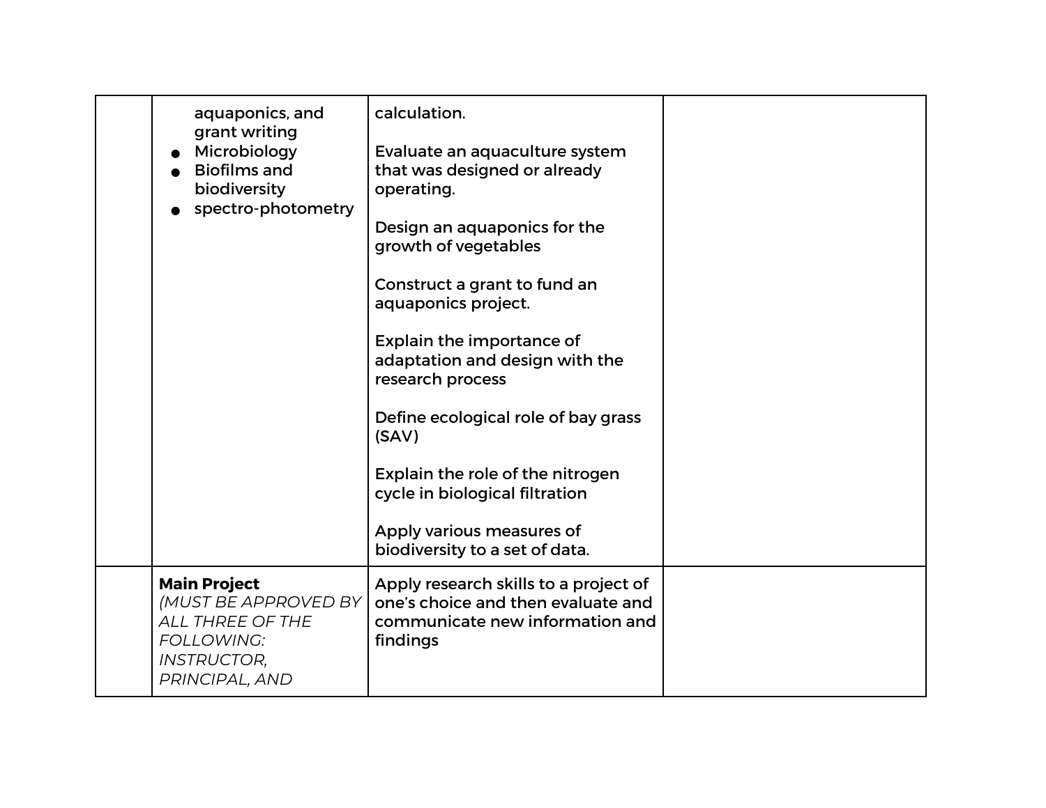|  |  |  |  |
| --- | --- | --- | --- |
|  | aquaponics, and grant writing<br>• Microbiology<br>• Biofilms and biodiversity<br>• spectro-photometry | calculation.<br><br>Evaluate an aquaculture system that was designed or already operating.<br><br>Design an aquaponics for the growth of vegetables<br><br>Construct a grant to fund an aquaponics project.<br><br>Explain the importance of adaptation and design with the research process<br><br>Define ecological role of bay grass (SAV)<br><br>Explain the role of the nitrogen cycle in biological filtration<br><br>Apply various measures of biodiversity to a set of data. |  |
|  | **Main Project**<br>*(MUST BE APPROVED BY ALL THREE OF THE FOLLOWING: INSTRUCTOR, PRINCIPAL, AND* | Apply research skills to a project of one's choice and then evaluate and communicate new information and findings |  |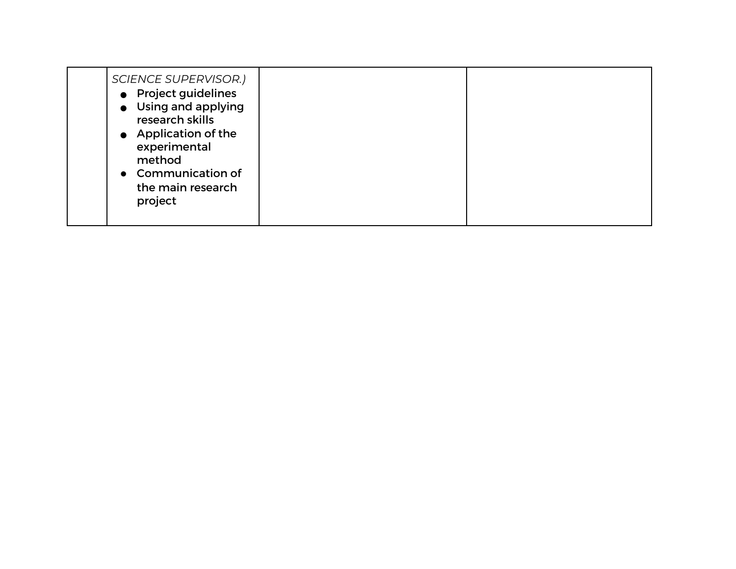| | | | |
|---|---|---|---|
| | *SCIENCE SUPERVISOR.)*<br>• Project guidelines<br>• Using and applying research skills<br>• Application of the experimental method<br>• Communication of the main research project | | |